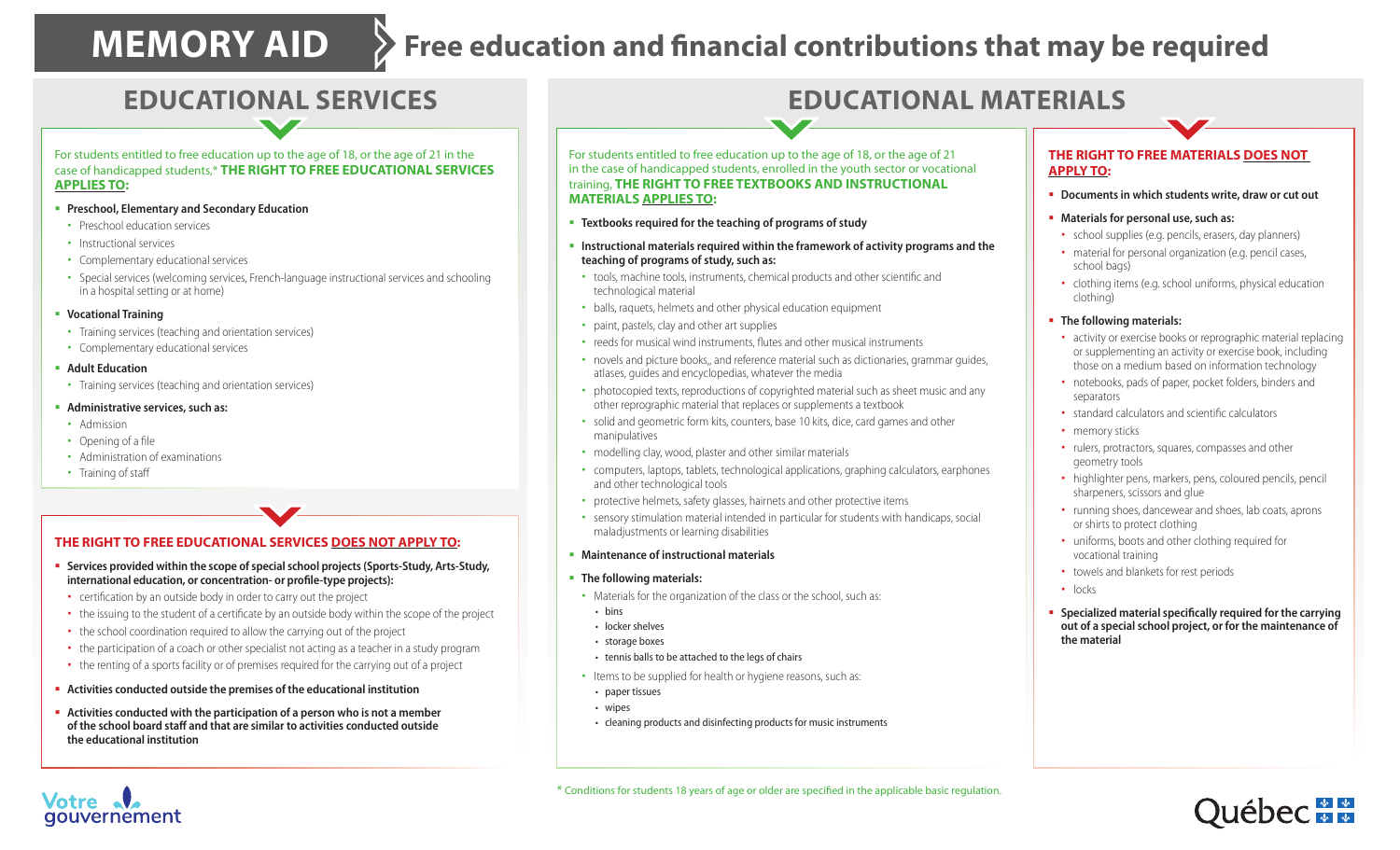# MEMORY AID — Free education and financial contributions that may be required

## EDUCATIONAL SERVICES

For students entitled to free education up to the age of 18, or the age of 21 in the case of handicapped students,* **THE RIGHT TO FREE EDUCATIONAL SERVICES APPLIES TO:**

- **Preschool, Elementary and Secondary Education**
  - Preschool education services
  - Instructional services
  - Complementary educational services
  - Special services (welcoming services, French-language instructional services and schooling in a hospital setting or at home)
- **Vocational Training**
  - Training services (teaching and orientation services)
  - Complementary educational services
- **Adult Education**
  - Training services (teaching and orientation services)
- **Administrative services, such as:**
  - Admission
  - Opening of a file
  - Administration of examinations
  - Training of staff

### THE RIGHT TO FREE EDUCATIONAL SERVICES DOES NOT APPLY TO:

- **Services provided within the scope of special school projects (Sports-Study, Arts-Study, international education, or concentration- or profile-type projects):**
  - certification by an outside body in order to carry out the project
  - the issuing to the student of a certificate by an outside body within the scope of the project
  - the school coordination required to allow the carrying out of the project
  - the participation of a coach or other specialist not acting as a teacher in a study program
  - the renting of a sports facility or of premises required for the carrying out of a project
- **Activities conducted outside the premises of the educational institution**
- **Activities conducted with the participation of a person who is not a member of the school board staff and that are similar to activities conducted outside the educational institution**

## EDUCATIONAL MATERIALS

For students entitled to free education up to the age of 18, or the age of 21 in the case of handicapped students, enrolled in the youth sector or vocational training, **THE RIGHT TO FREE TEXTBOOKS AND INSTRUCTIONAL MATERIALS APPLIES TO:**

- **Textbooks required for the teaching of programs of study**
- **Instructional materials required within the framework of activity programs and the teaching of programs of study, such as:**
  - tools, machine tools, instruments, chemical products and other scientific and technological material
  - balls, raquets, helmets and other physical education equipment
  - paint, pastels, clay and other art supplies
  - reeds for musical wind instruments, flutes and other musical instruments
  - novels and picture books,, and reference material such as dictionaries, grammar guides, atlases, guides and encyclopedias, whatever the media
  - photocopied texts, reproductions of copyrighted material such as sheet music and any other reprographic material that replaces or supplements a textbook
  - solid and geometric form kits, counters, base 10 kits, dice, card games and other manipulatives
  - modelling clay, wood, plaster and other similar materials
  - computers, laptops, tablets, technological applications, graphing calculators, earphones and other technological tools
  - protective helmets, safety glasses, hairnets and other protective items
  - sensory stimulation material intended in particular for students with handicaps, social maladjustments or learning disabilities
- **Maintenance of instructional materials**
- **The following materials:**
  - Materials for the organization of the class or the school, such as:
    - bins
    - locker shelves
    - storage boxes
    - tennis balls to be attached to the legs of chairs
  - Items to be supplied for health or hygiene reasons, such as:
    - paper tissues
    - wipes
    - cleaning products and disinfecting products for music instruments

### THE RIGHT TO FREE MATERIALS DOES NOT APPLY TO:

- **Documents in which students write, draw or cut out**
- **Materials for personal use, such as:**
  - school supplies (e.g. pencils, erasers, day planners)
  - material for personal organization (e.g. pencil cases, school bags)
  - clothing items (e.g. school uniforms, physical education clothing)
- **The following materials:**
  - activity or exercise books or reprographic material replacing or supplementing an activity or exercise book, including those on a medium based on information technology
  - notebooks, pads of paper, pocket folders, binders and separators
  - standard calculators and scientific calculators
  - memory sticks
  - rulers, protractors, squares, compasses and other geometry tools
  - highlighter pens, markers, pens, coloured pencils, pencil sharpeners, scissors and glue
  - running shoes, dancewear and shoes, lab coats, aprons or shirts to protect clothing
  - uniforms, boots and other clothing required for vocational training
  - towels and blankets for rest periods
  - locks
- **Specialized material specifically required for the carrying out of a special school project, or for the maintenance of the material**

\* Conditions for students 18 years of age or older are specified in the applicable basic regulation.

Votre gouvernement

Québec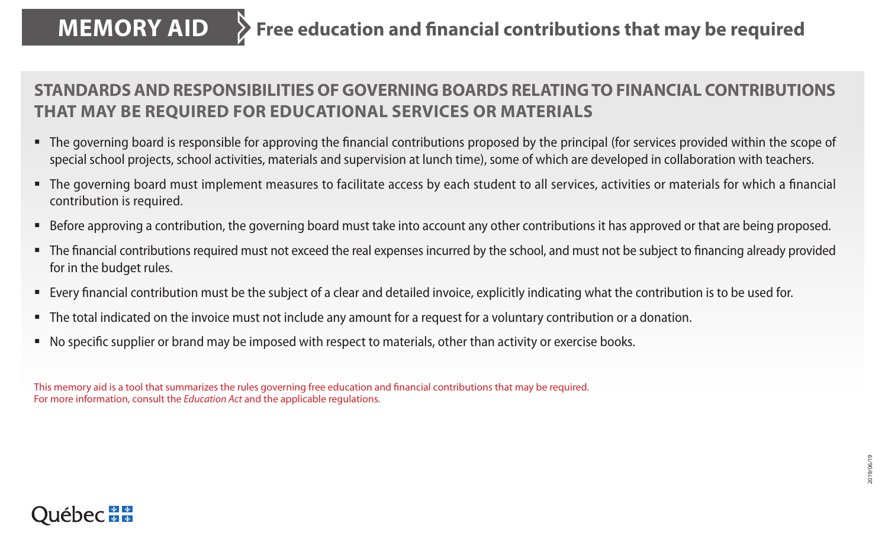# MEMORY AID — Free education and financial contributions that may be required

## STANDARDS AND RESPONSIBILITIES OF GOVERNING BOARDS RELATING TO FINANCIAL CONTRIBUTIONS THAT MAY BE REQUIRED FOR EDUCATIONAL SERVICES OR MATERIALS

- The governing board is responsible for approving the financial contributions proposed by the principal (for services provided within the scope of special school projects, school activities, materials and supervision at lunch time), some of which are developed in collaboration with teachers.
- The governing board must implement measures to facilitate access by each student to all services, activities or materials for which a financial contribution is required.
- Before approving a contribution, the governing board must take into account any other contributions it has approved or that are being proposed.
- The financial contributions required must not exceed the real expenses incurred by the school, and must not be subject to financing already provided for in the budget rules.
- Every financial contribution must be the subject of a clear and detailed invoice, explicitly indicating what the contribution is to be used for.
- The total indicated on the invoice must not include any amount for a request for a voluntary contribution or a donation.
- No specific supplier or brand may be imposed with respect to materials, other than activity or exercise books.

This memory aid is a tool that summarizes the rules governing free education and financial contributions that may be required.
For more information, consult the *Education Act* and the applicable regulations.

2019/06/19

Québec